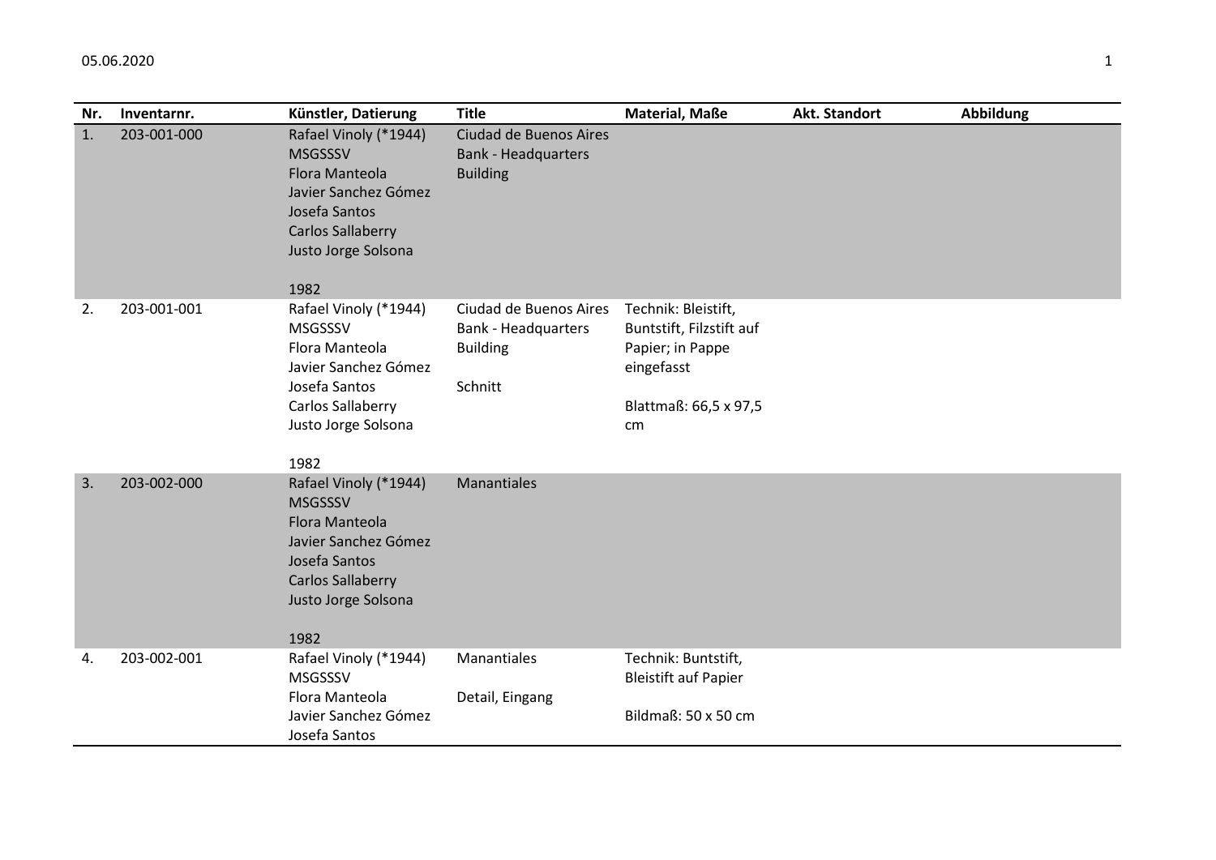| Nr. | Inventarnr. | Künstler, Datierung | Title | Material, Maße | Akt. Standort | Abbildung |
|---|---|---|---|---|---|---|
| 1. | 203-001-000 | Rafael Vinoly (*1944)<br>MSGSSSV<br>Flora Manteola<br>Javier Sanchez Gómez<br>Josefa Santos<br>Carlos Sallaberry<br>Justo Jorge Solsona<br><br>1982 | Ciudad de Buenos Aires Bank - Headquarters Building | | | |
| 2. | 203-001-001 | Rafael Vinoly (*1944)<br>MSGSSSV<br>Flora Manteola<br>Javier Sanchez Gómez<br>Josefa Santos<br>Carlos Sallaberry<br>Justo Jorge Solsona<br><br>1982 | Ciudad de Buenos Aires Bank - Headquarters Building<br><br>Schnitt | Technik: Bleistift, Buntstift, Filzstift auf Papier; in Pappe eingefasst<br><br>Blattmaß: 66,5 x 97,5 cm | | |
| 3. | 203-002-000 | Rafael Vinoly (*1944)<br>MSGSSSV<br>Flora Manteola<br>Javier Sanchez Gómez<br>Josefa Santos<br>Carlos Sallaberry<br>Justo Jorge Solsona<br><br>1982 | Manantiales | | | |
| 4. | 203-002-001 | Rafael Vinoly (*1944)<br>MSGSSSV<br>Flora Manteola<br>Javier Sanchez Gómez<br>Josefa Santos | Manantiales<br><br>Detail, Eingang | Technik: Buntstift, Bleistift auf Papier<br><br>Bildmaß: 50 x 50 cm | | |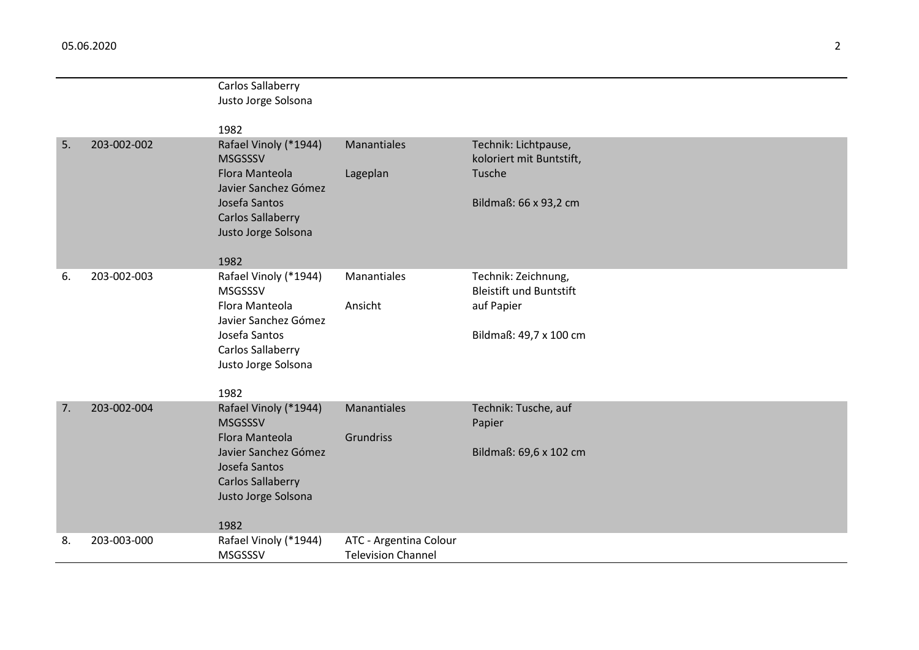| | | | | |
|---|---|---|---|---|
| | | Carlos Sallaberry<br>Justo Jorge Solsona<br><br>1982 | | |
| 5. | 203-002-002 | Rafael Vinoly (*1944)<br>MSGSSSV<br>Flora Manteola<br>Javier Sanchez Gómez<br>Josefa Santos<br>Carlos Sallaberry<br>Justo Jorge Solsona<br><br>1982 | Manantiales<br><br>Lageplan | Technik: Lichtpause, koloriert mit Buntstift, Tusche<br><br>Bildmaß: 66 x 93,2 cm |
| 6. | 203-002-003 | Rafael Vinoly (*1944)<br>MSGSSSV<br>Flora Manteola<br>Javier Sanchez Gómez<br>Josefa Santos<br>Carlos Sallaberry<br>Justo Jorge Solsona<br><br>1982 | Manantiales<br><br>Ansicht | Technik: Zeichnung, Bleistift und Buntstift auf Papier<br><br>Bildmaß: 49,7 x 100 cm |
| 7. | 203-002-004 | Rafael Vinoly (*1944)<br>MSGSSSV<br>Flora Manteola<br>Javier Sanchez Gómez<br>Josefa Santos<br>Carlos Sallaberry<br>Justo Jorge Solsona<br><br>1982 | Manantiales<br><br>Grundriss | Technik: Tusche, auf Papier<br><br>Bildmaß: 69,6 x 102 cm |
| 8. | 203-003-000 | Rafael Vinoly (*1944)<br>MSGSSSV | ATC - Argentina Colour Television Channel | |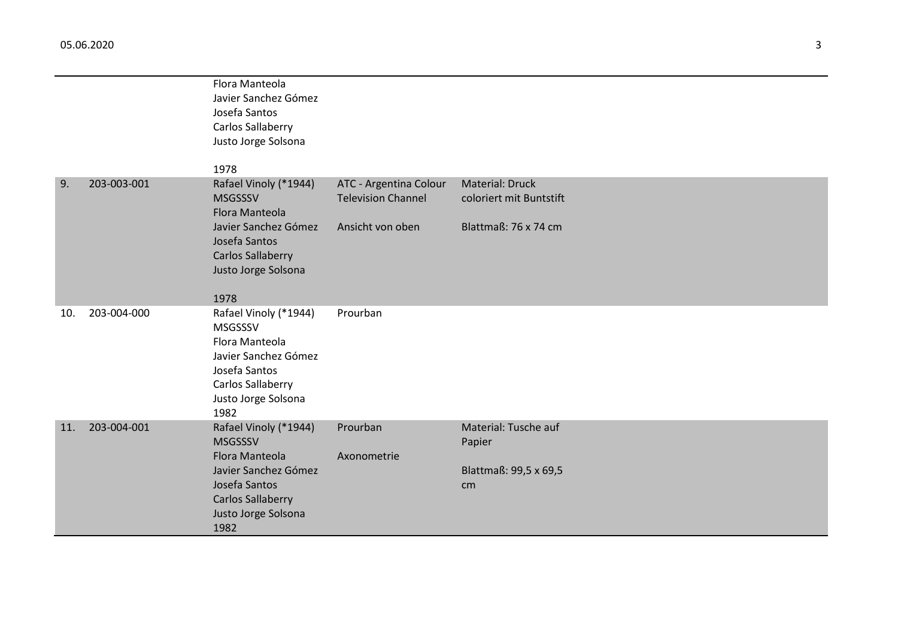| | | | | |
|---|---|---|---|---|
| | | Flora Manteola<br>Javier Sanchez Gómez<br>Josefa Santos<br>Carlos Sallaberry<br>Justo Jorge Solsona<br><br>1978 | | |
| 9. | 203-003-001 | Rafael Vinoly (*1944)<br>MSGSSSV<br>Flora Manteola<br>Javier Sanchez Gómez<br>Josefa Santos<br>Carlos Sallaberry<br>Justo Jorge Solsona<br><br>1978 | ATC - Argentina Colour Television Channel<br><br>Ansicht von oben | Material: Druck coloriert mit Buntstift<br><br>Blattmaß: 76 x 74 cm |
| 10. | 203-004-000 | Rafael Vinoly (*1944)<br>MSGSSSV<br>Flora Manteola<br>Javier Sanchez Gómez<br>Josefa Santos<br>Carlos Sallaberry<br>Justo Jorge Solsona<br>1982 | Prourban | |
| 11. | 203-004-001 | Rafael Vinoly (*1944)<br>MSGSSSV<br>Flora Manteola<br>Javier Sanchez Gómez<br>Josefa Santos<br>Carlos Sallaberry<br>Justo Jorge Solsona<br>1982 | Prourban<br><br>Axonometrie | Material: Tusche auf Papier<br><br>Blattmaß: 99,5 x 69,5 cm |